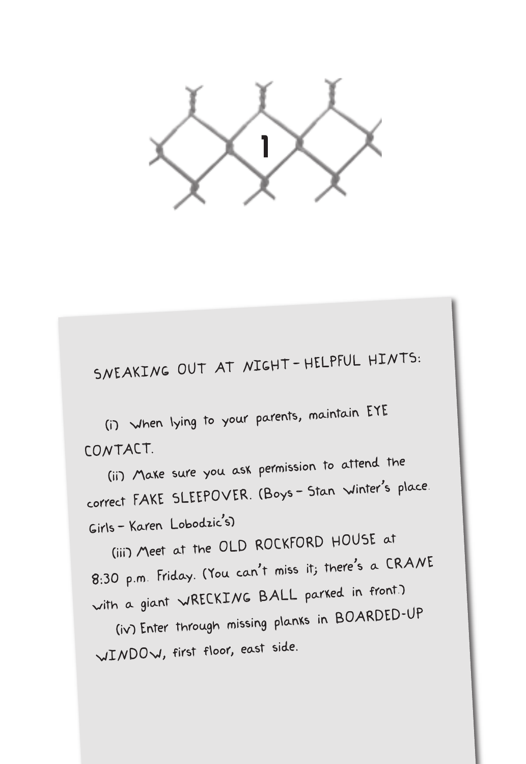# 1

SNEAKING OUT AT NIGHT – HELPFUL HINTS:

(i) When lying to your parents, maintain EYE CONTACT.

(ii) Make sure you ask permission to attend the correct FAKE SLEEPOVER. (Boys – Stan Winter's place. Girls – Karen Lobodzic's)

(iii) Meet at the OLD ROCKFORD HOUSE at 8:30 p.m. Friday. (You can't miss it; there's a CRANE with a giant WRECKING BALL parked in front.)

(iv) Enter through missing planks in BOARDED-UP WINDOW, first floor, east side.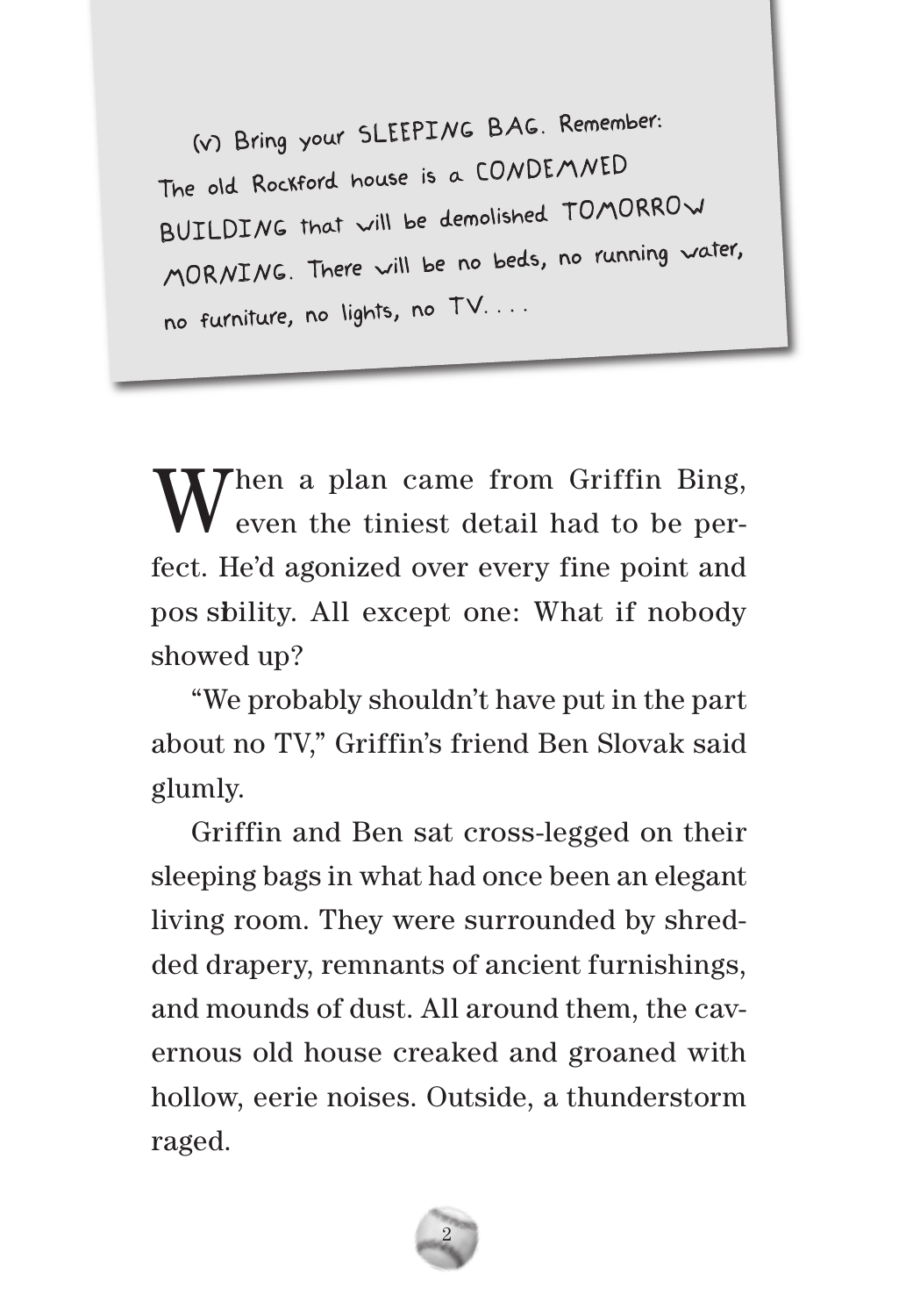(v) Bring your SLEEPING BAG. Remember: The old Rockford house is a CONDEMNED BUILDING that will be demolished TOMORROW MORNING. There will be no beds, no running water, no furniture, no lights, no TV. . . .

When a plan came from Griffin Bing, even the tiniest detail had to be perfect. He'd agonized over every fine point and pos sbility. All except one: What if nobody showed up?

"We probably shouldn't have put in the part about no TV," Griffin's friend Ben Slovak said glumly.

Griffin and Ben sat cross-legged on their sleeping bags in what had once been an elegant living room. They were surrounded by shredded drapery, remnants of ancient furnishings, and mounds of dust. All around them, the cavernous old house creaked and groaned with hollow, eerie noises. Outside, a thunderstorm raged.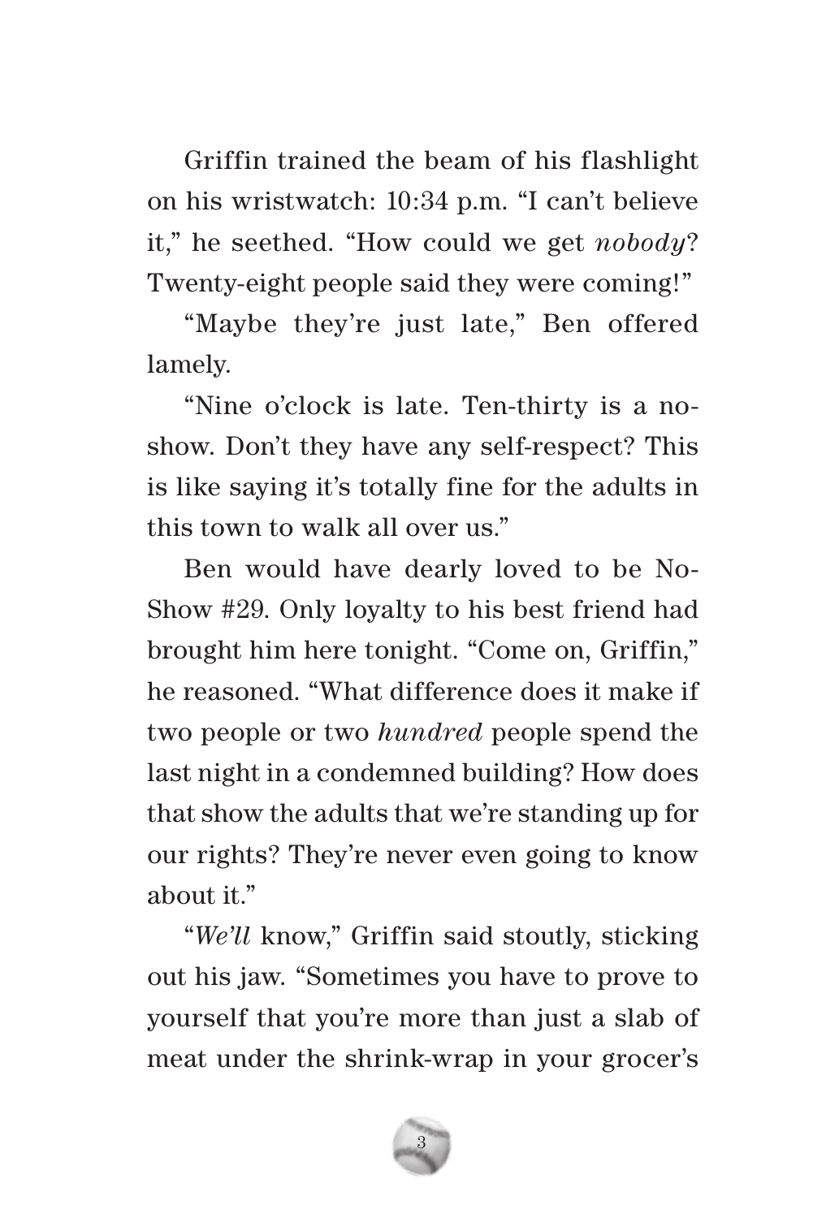Griffin trained the beam of his flashlight on his wristwatch: 10:34 p.m. "I can't believe it," he seethed. "How could we get *nobody*? Twenty-eight people said they were coming!"

"Maybe they're just late," Ben offered lamely.

"Nine o'clock is late. Ten-thirty is a no-show. Don't they have any self-respect? This is like saying it's totally fine for the adults in this town to walk all over us."

Ben would have dearly loved to be No-Show #29. Only loyalty to his best friend had brought him here tonight. "Come on, Griffin," he reasoned. "What difference does it make if two people or two *hundred* people spend the last night in a condemned building? How does that show the adults that we're standing up for our rights? They're never even going to know about it."

"*We'll* know," Griffin said stoutly, sticking out his jaw. "Sometimes you have to prove to yourself that you're more than just a slab of meat under the shrink-wrap in your grocer's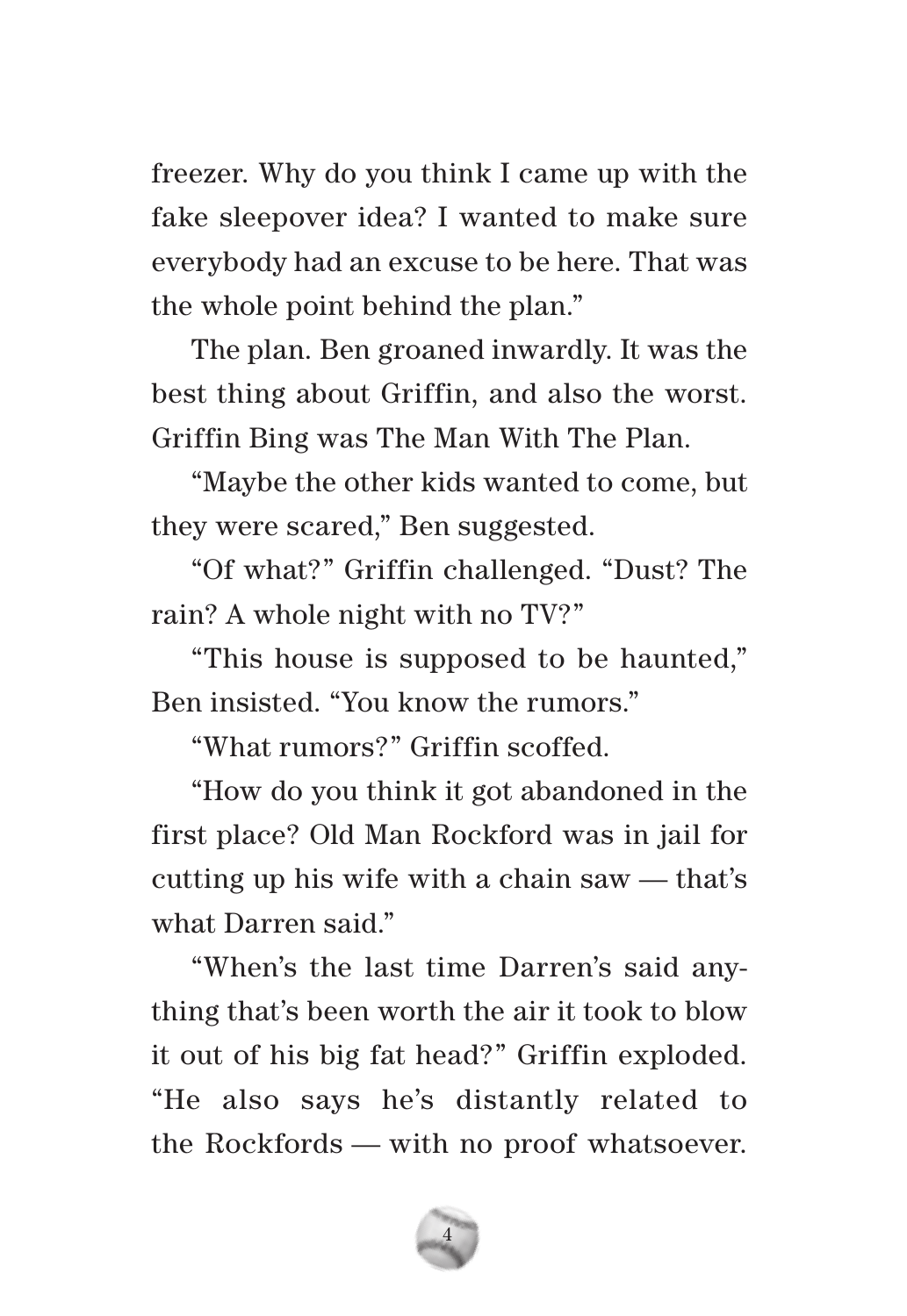freezer. Why do you think I came up with the fake sleepover idea? I wanted to make sure everybody had an excuse to be here. That was the whole point behind the plan."

The plan. Ben groaned inwardly. It was the best thing about Griffin, and also the worst. Griffin Bing was The Man With The Plan.

"Maybe the other kids wanted to come, but they were scared," Ben suggested.

"Of what?" Griffin challenged. "Dust? The rain? A whole night with no TV?"

"This house is supposed to be haunted," Ben insisted. "You know the rumors."

"What rumors?" Griffin scoffed.

"How do you think it got abandoned in the first place? Old Man Rockford was in jail for cutting up his wife with a chain saw — that's what Darren said."

"When's the last time Darren's said anything that's been worth the air it took to blow it out of his big fat head?" Griffin exploded. "He also says he's distantly related to the Rockfords — with no proof whatsoever.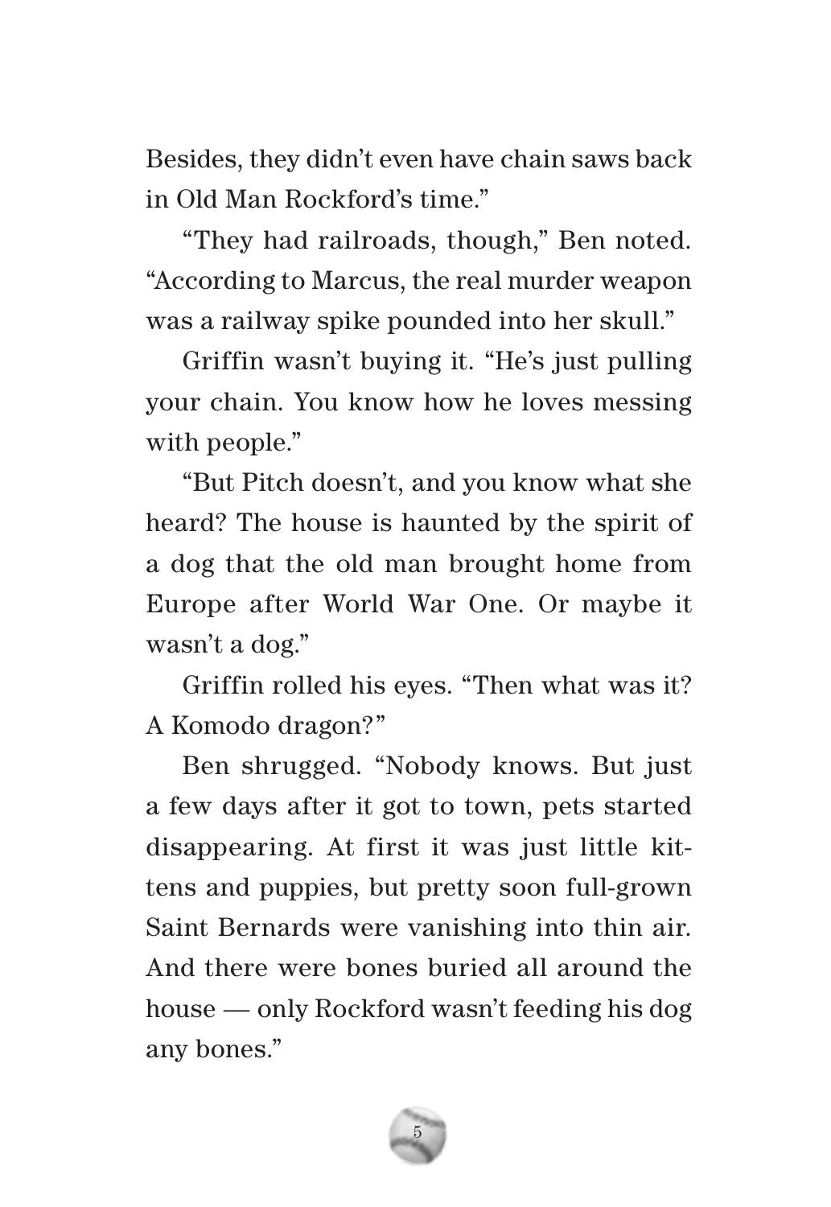Besides, they didn't even have chain saws back in Old Man Rockford's time."

"They had railroads, though," Ben noted. "According to Marcus, the real murder weapon was a railway spike pounded into her skull."

Griffin wasn't buying it. "He's just pulling your chain. You know how he loves messing with people."

"But Pitch doesn't, and you know what she heard? The house is haunted by the spirit of a dog that the old man brought home from Europe after World War One. Or maybe it wasn't a dog."

Griffin rolled his eyes. "Then what was it? A Komodo dragon?"

Ben shrugged. "Nobody knows. But just a few days after it got to town, pets started disappearing. At first it was just little kittens and puppies, but pretty soon full-grown Saint Bernards were vanishing into thin air. And there were bones buried all around the house — only Rockford wasn't feeding his dog any bones."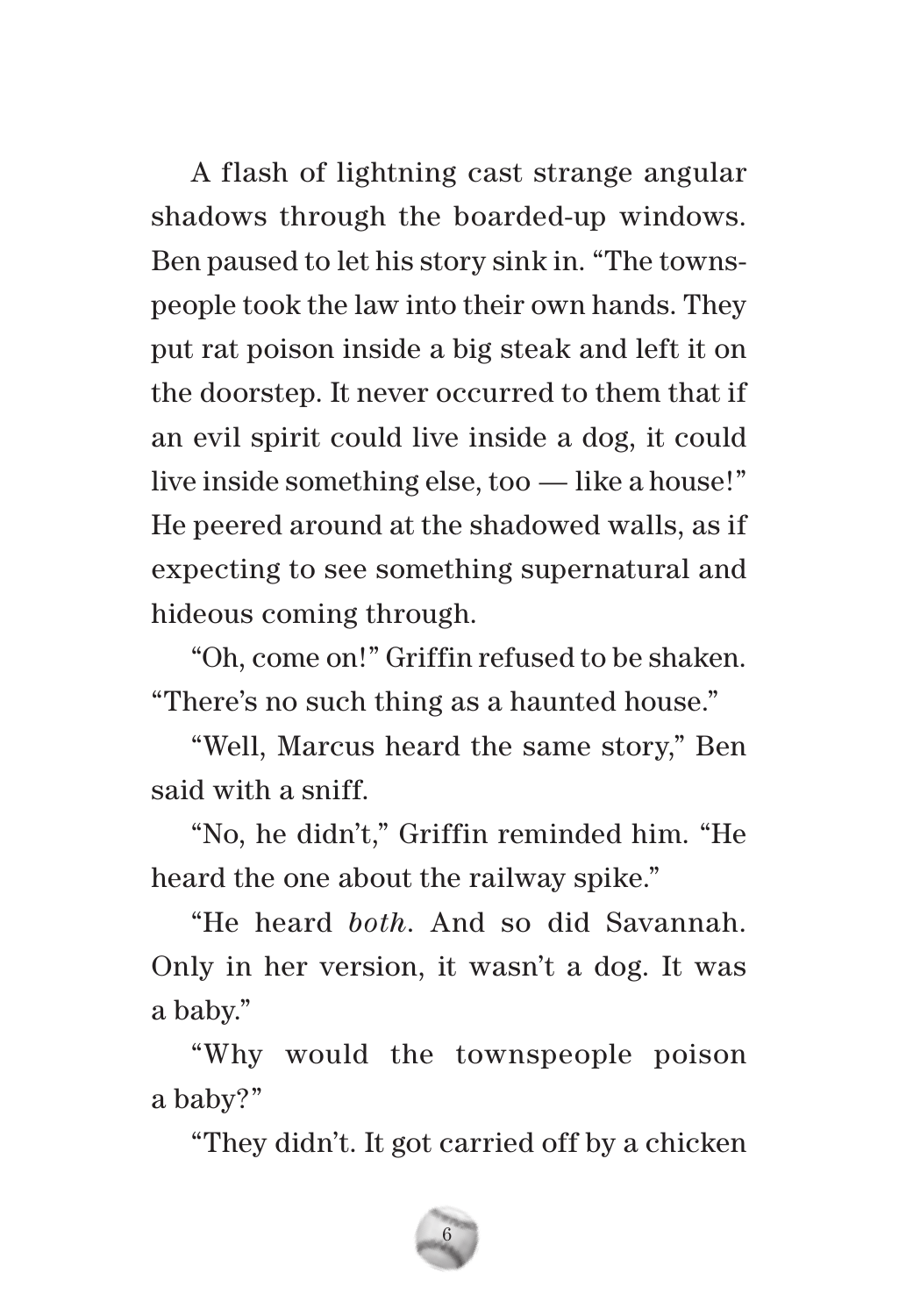A flash of lightning cast strange angular shadows through the boarded-up windows. Ben paused to let his story sink in. "The townspeople took the law into their own hands. They put rat poison inside a big steak and left it on the doorstep. It never occurred to them that if an evil spirit could live inside a dog, it could live inside something else, too — like a house!" He peered around at the shadowed walls, as if expecting to see something supernatural and hideous coming through.

"Oh, come on!" Griffin refused to be shaken. "There's no such thing as a haunted house."

"Well, Marcus heard the same story," Ben said with a sniff.

"No, he didn't," Griffin reminded him. "He heard the one about the railway spike."

"He heard *both*. And so did Savannah. Only in her version, it wasn't a dog. It was a baby."

"Why would the townspeople poison a baby?"

"They didn't. It got carried off by a chicken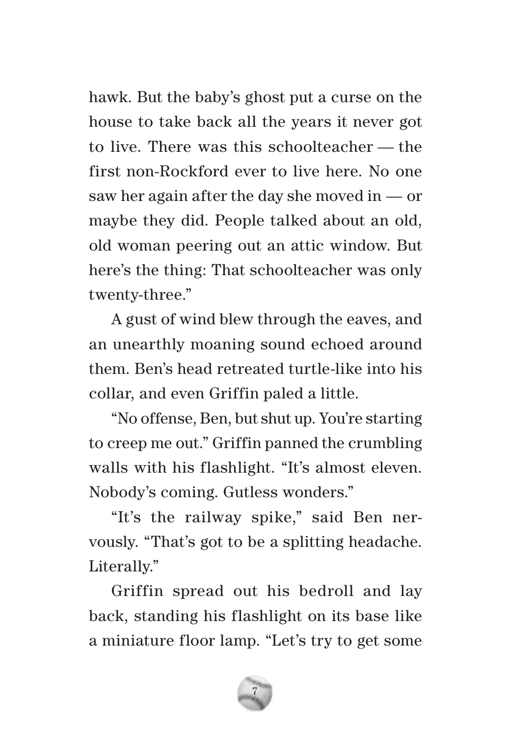hawk. But the baby's ghost put a curse on the house to take back all the years it never got to live. There was this schoolteacher — the first non-Rockford ever to live here. No one saw her again after the day she moved in — or maybe they did. People talked about an old, old woman peering out an attic window. But here's the thing: That schoolteacher was only twenty-three."

A gust of wind blew through the eaves, and an unearthly moaning sound echoed around them. Ben's head retreated turtle-like into his collar, and even Griffin paled a little.

"No offense, Ben, but shut up. You're starting to creep me out." Griffin panned the crumbling walls with his flashlight. "It's almost eleven. Nobody's coming. Gutless wonders."

"It's the railway spike," said Ben nervously. "That's got to be a splitting headache. Literally."

Griffin spread out his bedroll and lay back, standing his flashlight on its base like a miniature floor lamp. "Let's try to get some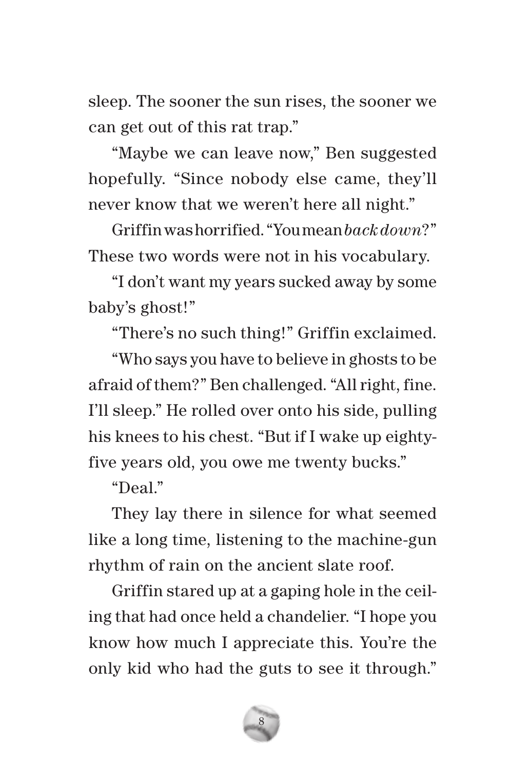sleep. The sooner the sun rises, the sooner we can get out of this rat trap."

"Maybe we can leave now," Ben suggested hopefully. "Since nobody else came, they'll never know that we weren't here all night."

Griffin was horrified. "You mean *back down*?" These two words were not in his vocabulary.

"I don't want my years sucked away by some baby's ghost!"

"There's no such thing!" Griffin exclaimed.

"Who says you have to believe in ghosts to be afraid of them?" Ben challenged. "All right, fine. I'll sleep." He rolled over onto his side, pulling his knees to his chest. "But if I wake up eighty-five years old, you owe me twenty bucks."

"Deal."

They lay there in silence for what seemed like a long time, listening to the machine-gun rhythm of rain on the ancient slate roof.

Griffin stared up at a gaping hole in the ceiling that had once held a chandelier. "I hope you know how much I appreciate this. You're the only kid who had the guts to see it through."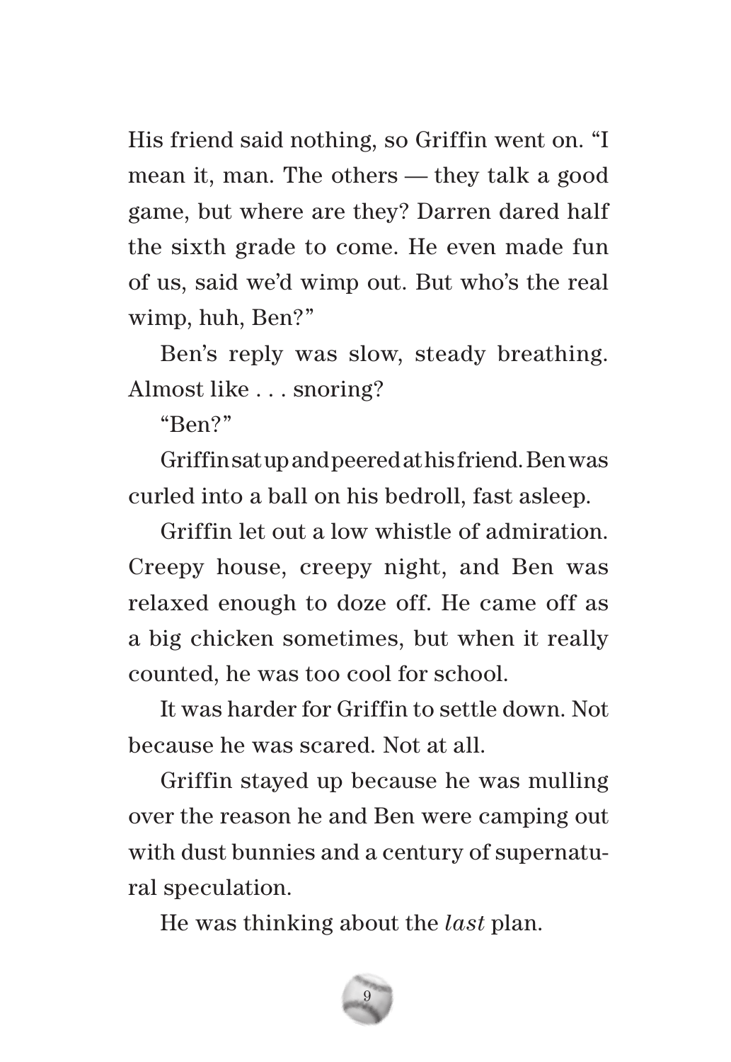His friend said nothing, so Griffin went on. "I mean it, man. The others — they talk a good game, but where are they? Darren dared half the sixth grade to come. He even made fun of us, said we'd wimp out. But who's the real wimp, huh, Ben?"

Ben's reply was slow, steady breathing. Almost like . . . snoring?

"Ben?"

Griffin sat up and peered at his friend. Ben was curled into a ball on his bedroll, fast asleep.

Griffin let out a low whistle of admiration. Creepy house, creepy night, and Ben was relaxed enough to doze off. He came off as a big chicken sometimes, but when it really counted, he was too cool for school.

It was harder for Griffin to settle down. Not because he was scared. Not at all.

Griffin stayed up because he was mulling over the reason he and Ben were camping out with dust bunnies and a century of supernatural speculation.

He was thinking about the *last* plan.